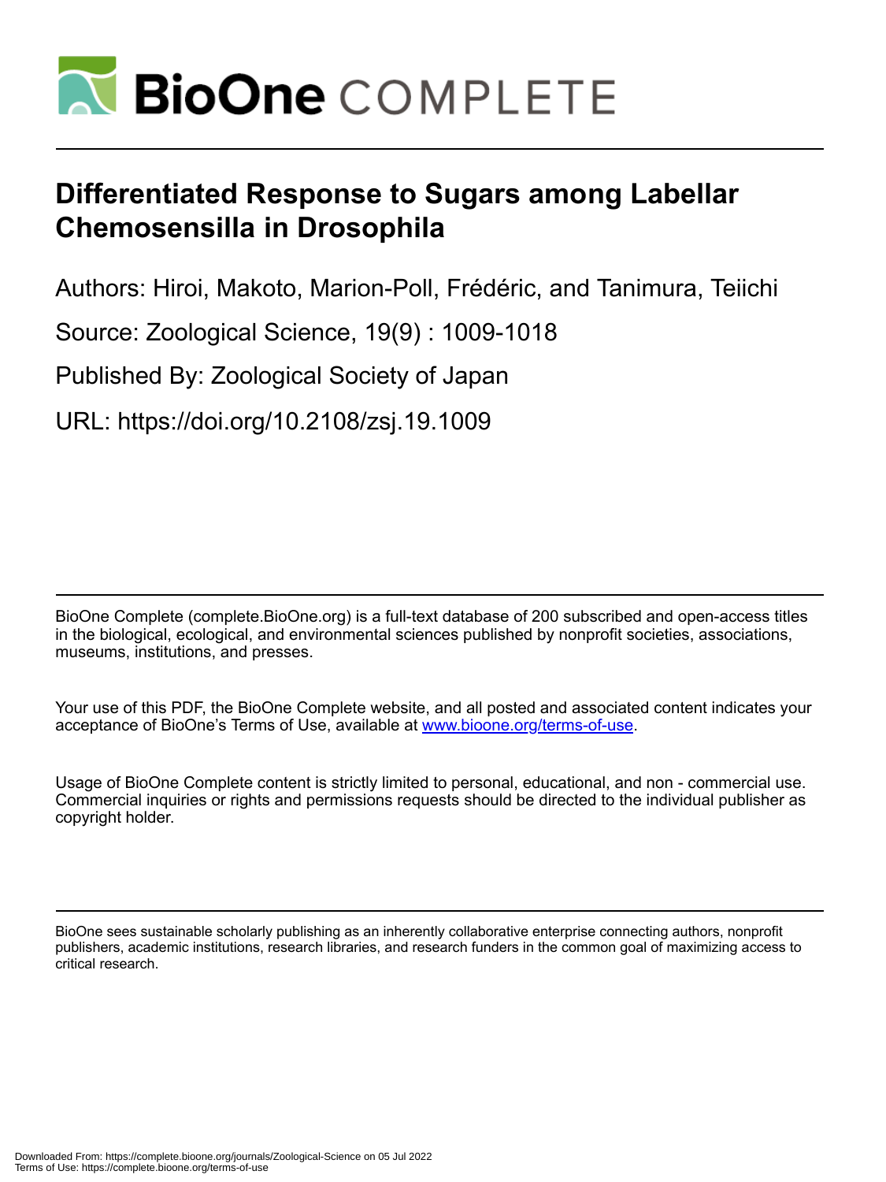# Differentiated Response to Sugars among Labellar Chemosensilla in Drosophila

Authors: Hiroi, Makoto, Marion-Poll, Frédéric, and Tanimura, Teiichi

Source: Zoological Science, 19(9) : 1009-1018

Published By: Zoological Society of Japan

URL: https://doi.org/10.2108/zsj.19.1009

BioOne Complete (complete.BioOne.org) is a full-text database of 200 subscribed and open-access titles in the biological, ecological, and environmental sciences published by nonprofit societies, associations, museums, institutions, and presses.

Your use of this PDF, the BioOne Complete website, and all posted and associated content indicates your acceptance of BioOne's Terms of Use, available at www.bioone.org/terms-of-use.

Usage of BioOne Complete content is strictly limited to personal, educational, and non - commercial use. Commercial inquiries or rights and permissions requests should be directed to the individual publisher as copyright holder.

BioOne sees sustainable scholarly publishing as an inherently collaborative enterprise connecting authors, nonprofit publishers, academic institutions, research libraries, and research funders in the common goal of maximizing access to critical research.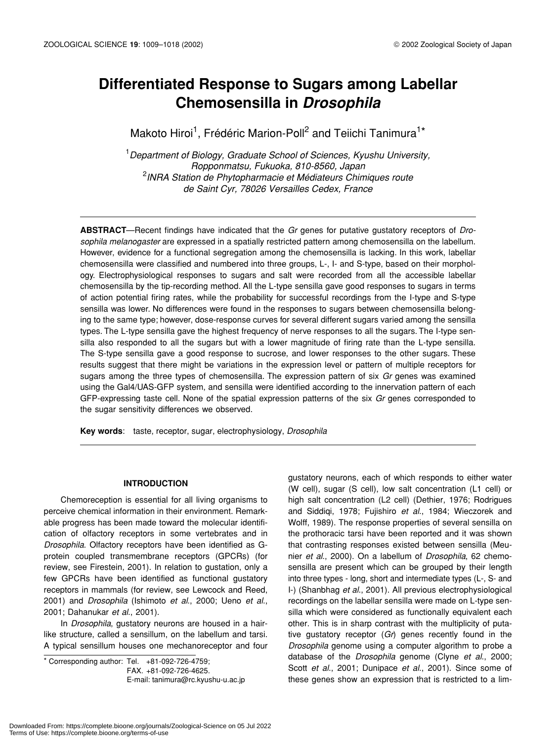# Differentiated Response to Sugars among Labellar Chemosensilla in *Drosophila*

Makoto Hiroi[1], Frédéric Marion-Poll[2] and Teiichi Tanimura[1]*

[1]*Department of Biology, Graduate School of Sciences, Kyushu University, Ropponmatsu, Fukuoka, 810-8560, Japan*
[2]*INRA Station de Phytopharmacie et Médiateurs Chimiques route de Saint Cyr, 78026 Versailles Cedex, France*

**ABSTRACT**—Recent findings have indicated that the *Gr* genes for putative gustatory receptors of *Drosophila melanogaster* are expressed in a spatially restricted pattern among chemosensilla on the labellum. However, evidence for a functional segregation among the chemosensilla is lacking. In this work, labellar chemosensilla were classified and numbered into three groups, L-, I- and S-type, based on their morphology. Electrophysiological responses to sugars and salt were recorded from all the accessible labellar chemosensilla by the tip-recording method. All the L-type sensilla gave good responses to sugars in terms of action potential firing rates, while the probability for successful recordings from the I-type and S-type sensilla was lower. No differences were found in the responses to sugars between chemosensilla belonging to the same type; however, dose-response curves for several different sugars varied among the sensilla types. The L-type sensilla gave the highest frequency of nerve responses to all the sugars. The I-type sensilla also responded to all the sugars but with a lower magnitude of firing rate than the L-type sensilla. The S-type sensilla gave a good response to sucrose, and lower responses to the other sugars. These results suggest that there might be variations in the expression level or pattern of multiple receptors for sugars among the three types of chemosensilla. The expression pattern of six *Gr* genes was examined using the Gal4/UAS-GFP system, and sensilla were identified according to the innervation pattern of each GFP-expressing taste cell. None of the spatial expression patterns of the six *Gr* genes corresponded to the sugar sensitivity differences we observed.

**Key words**: taste, receptor, sugar, electrophysiology, *Drosophila*

## INTRODUCTION

Chemoreception is essential for all living organisms to perceive chemical information in their environment. Remarkable progress has been made toward the molecular identification of olfactory receptors in some vertebrates and in *Drosophila*. Olfactory receptors have been identified as G-protein coupled transmembrane receptors (GPCRs) (for review, see Firestein, 2001). In relation to gustation, only a few GPCRs have been identified as functional gustatory receptors in mammals (for review, see Lewcock and Reed, 2001) and *Drosophila* (Ishimoto *et al*., 2000; Ueno *et al*., 2001; Dahanukar *et al*., 2001).

In *Drosophila*, gustatory neurons are housed in a hair-like structure, called a sensillum, on the labellum and tarsi. A typical sensillum houses one mechanoreceptor and four gustatory neurons, each of which responds to either water (W cell), sugar (S cell), low salt concentration (L1 cell) or high salt concentration (L2 cell) (Dethier, 1976; Rodrigues and Siddiqi, 1978; Fujishiro *et al*., 1984; Wieczorek and Wolff, 1989). The response properties of several sensilla on the prothoracic tarsi have been reported and it was shown that contrasting responses existed between sensilla (Meunier *et al*., 2000). On a labellum of *Drosophila*, 62 chemosensilla are present which can be grouped by their length into three types - long, short and intermediate types (L-, S- and I-) (Shanbhag *et al*., 2001). All previous electrophysiological recordings on the labellar sensilla were made on L-type sensilla which were considered as functionally equivalent each other. This is in sharp contrast with the multiplicity of putative gustatory receptor (*Gr*) genes recently found in the *Drosophila* genome using a computer algorithm to probe a database of the *Drosophila* genome (Clyne *et al*., 2000; Scott *et al*., 2001; Dunipace *et al*., 2001). Since some of these genes show an expression that is restricted to a lim-

\* Corresponding author: Tel. +81-092-726-4759;
FAX. +81-092-726-4625.
E-mail: tanimura@rc.kyushu-u.ac.jp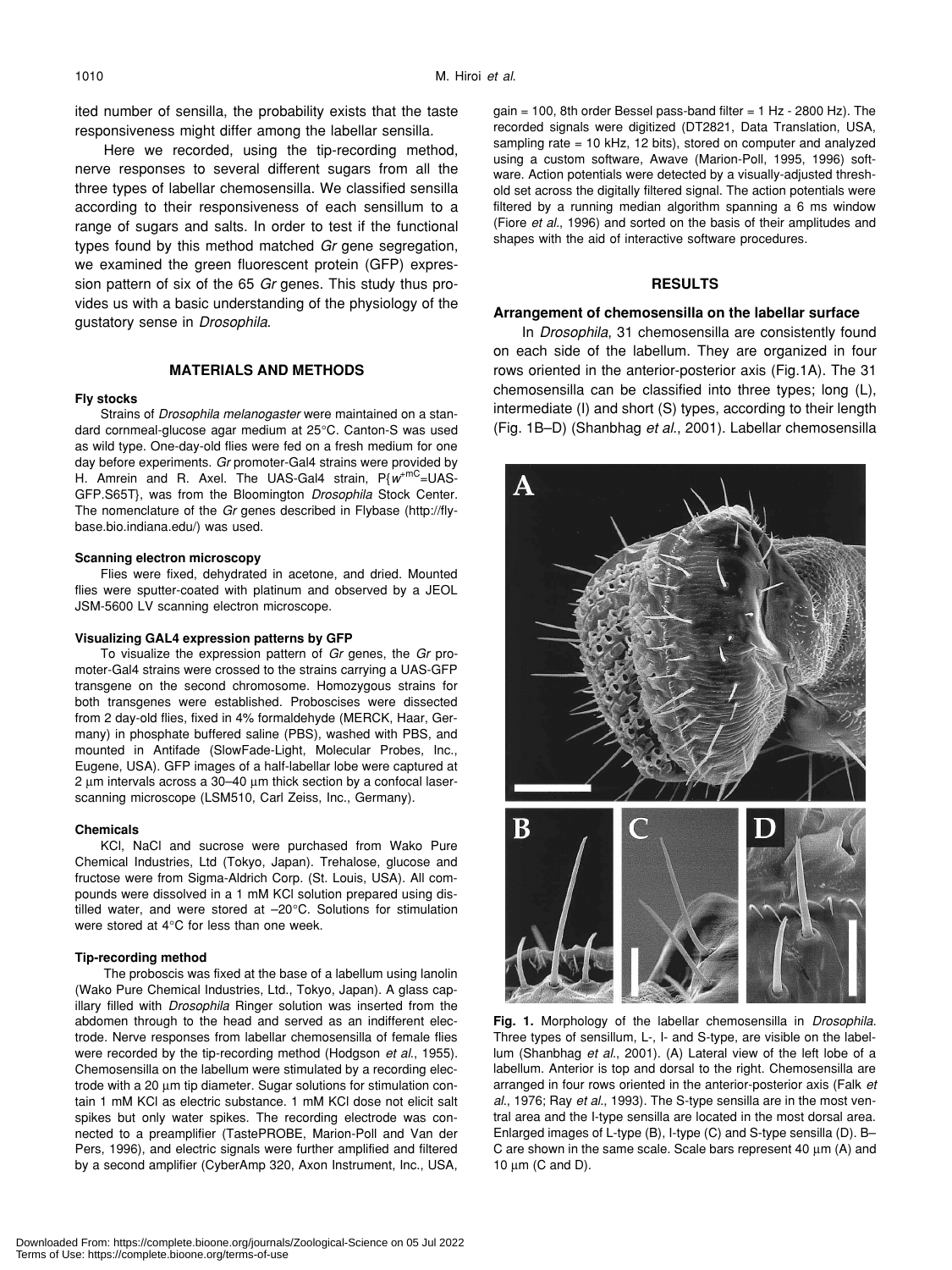ited number of sensilla, the probability exists that the taste responsiveness might differ among the labellar sensilla.

Here we recorded, using the tip-recording method, nerve responses to several different sugars from all the three types of labellar chemosensilla. We classified sensilla according to their responsiveness of each sensillum to a range of sugars and salts. In order to test if the functional types found by this method matched *Gr* gene segregation, we examined the green fluorescent protein (GFP) expression pattern of six of the 65 *Gr* genes. This study thus provides us with a basic understanding of the physiology of the gustatory sense in *Drosophila*.

## MATERIALS AND METHODS

### Fly stocks

Strains of *Drosophila melanogaster* were maintained on a standard cornmeal-glucose agar medium at 25°C. Canton-S was used as wild type. One-day-old flies were fed on a fresh medium for one day before experiments. *Gr* promoter-Gal4 strains were provided by H. Amrein and R. Axel. The UAS-Gal4 strain, P{$w^{+mC}$=UAS-GFP.S65T}, was from the Bloomington *Drosophila* Stock Center. The nomenclature of the *Gr* genes described in Flybase (http://flybase.bio.indiana.edu/) was used.

### Scanning electron microscopy

Flies were fixed, dehydrated in acetone, and dried. Mounted flies were sputter-coated with platinum and observed by a JEOL JSM-5600 LV scanning electron microscope.

### Visualizing GAL4 expression patterns by GFP

To visualize the expression pattern of *Gr* genes, the *Gr* promoter-Gal4 strains were crossed to the strains carrying a UAS-GFP transgene on the second chromosome. Homozygous strains for both transgenes were established. Proboscises were dissected from 2 day-old flies, fixed in 4% formaldehyde (MERCK, Haar, Germany) in phosphate buffered saline (PBS), washed with PBS, and mounted in Antifade (SlowFade-Light, Molecular Probes, Inc., Eugene, USA). GFP images of a half-labellar lobe were captured at 2 μm intervals across a 30–40 μm thick section by a confocal laser-scanning microscope (LSM510, Carl Zeiss, Inc., Germany).

### Chemicals

KCl, NaCl and sucrose were purchased from Wako Pure Chemical Industries, Ltd (Tokyo, Japan). Trehalose, glucose and fructose were from Sigma-Aldrich Corp. (St. Louis, USA). All compounds were dissolved in a 1 mM KCl solution prepared using distilled water, and were stored at –20°C. Solutions for stimulation were stored at 4°C for less than one week.

### Tip-recording method

The proboscis was fixed at the base of a labellum using lanolin (Wako Pure Chemical Industries, Ltd., Tokyo, Japan). A glass capillary filled with *Drosophila* Ringer solution was inserted from the abdomen through to the head and served as an indifferent electrode. Nerve responses from labellar chemosensilla of female flies were recorded by the tip-recording method (Hodgson *et al*., 1955). Chemosensilla on the labellum were stimulated by a recording electrode with a 20 μm tip diameter. Sugar solutions for stimulation contain 1 mM KCl as electric substance. 1 mM KCl dose not elicit salt spikes but only water spikes. The recording electrode was connected to a preamplifier (TastePROBE, Marion-Poll and Van der Pers, 1996), and electric signals were further amplified and filtered by a second amplifier (CyberAmp 320, Axon Instrument, Inc., USA, gain = 100, 8th order Bessel pass-band filter = 1 Hz - 2800 Hz). The recorded signals were digitized (DT2821, Data Translation, USA, sampling rate = 10 kHz, 12 bits), stored on computer and analyzed using a custom software, Awave (Marion-Poll, 1995, 1996) software. Action potentials were detected by a visually-adjusted threshold set across the digitally filtered signal. The action potentials were filtered by a running median algorithm spanning a 6 ms window (Fiore *et al*., 1996) and sorted on the basis of their amplitudes and shapes with the aid of interactive software procedures.

## RESULTS

### Arrangement of chemosensilla on the labellar surface

In *Drosophila*, 31 chemosensilla are consistently found on each side of the labellum. They are organized in four rows oriented in the anterior-posterior axis (Fig.1A). The 31 chemosensilla can be classified into three types; long (L), intermediate (I) and short (S) types, according to their length (Fig. 1B–D) (Shanbhag *et al*., 2001). Labellar chemosensilla

**Fig. 1.** Morphology of the labellar chemosensilla in *Drosophila*. Three types of sensillum, L-, I- and S-type, are visible on the labellum (Shanbhag *et al*., 2001). (A) Lateral view of the left lobe of a labellum. Anterior is top and dorsal to the right. Chemosensilla are arranged in four rows oriented in the anterior-posterior axis (Falk *et al*., 1976; Ray *et al*., 1993). The S-type sensilla are in the most ventral area and the I-type sensilla are located in the most dorsal area. Enlarged images of L-type (B), I-type (C) and S-type sensilla (D). B–C are shown in the same scale. Scale bars represent 40 μm (A) and 10 μm (C and D).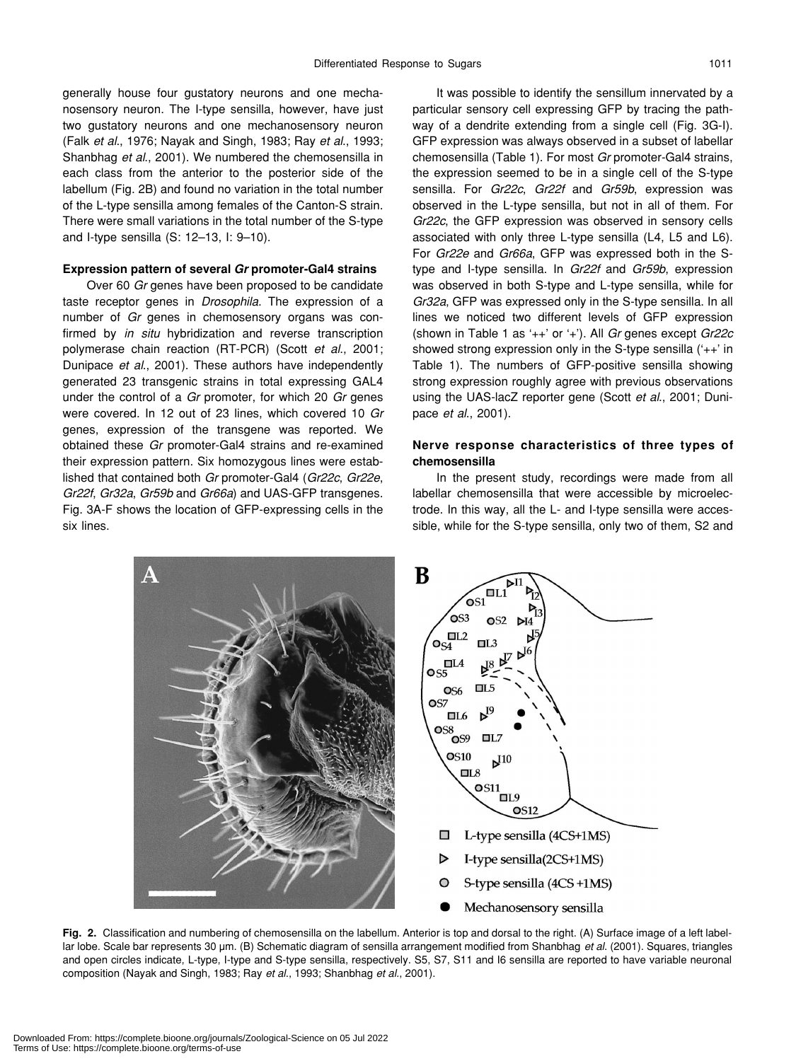generally house four gustatory neurons and one mechanosensory neuron. The I-type sensilla, however, have just two gustatory neurons and one mechanosensory neuron (Falk *et al*., 1976; Nayak and Singh, 1983; Ray *et al*., 1993; Shanbhag *et al*., 2001). We numbered the chemosensilla in each class from the anterior to the posterior side of the labellum (Fig. 2B) and found no variation in the total number of the L-type sensilla among females of the Canton-S strain. There were small variations in the total number of the S-type and I-type sensilla (S: 12–13, I: 9–10).

### Expression pattern of several *Gr* promoter-Gal4 strains

Over 60 *Gr* genes have been proposed to be candidate taste receptor genes in *Drosophila*. The expression of a number of *Gr* genes in chemosensory organs was confirmed by *in situ* hybridization and reverse transcription polymerase chain reaction (RT-PCR) (Scott *et al*., 2001; Dunipace *et al*., 2001). These authors have independently generated 23 transgenic strains in total expressing GAL4 under the control of a *Gr* promoter, for which 20 *Gr* genes were covered. In 12 out of 23 lines, which covered 10 *Gr* genes, expression of the transgene was reported. We obtained these *Gr* promoter-Gal4 strains and re-examined their expression pattern. Six homozygous lines were established that contained both *Gr* promoter-Gal4 (*Gr22c*, *Gr22e*, *Gr22f*, *Gr32a*, *Gr59b* and *Gr66a*) and UAS-GFP transgenes. Fig. 3A-F shows the location of GFP-expressing cells in the six lines.

It was possible to identify the sensillum innervated by a particular sensory cell expressing GFP by tracing the pathway of a dendrite extending from a single cell (Fig. 3G-I). GFP expression was always observed in a subset of labellar chemosensilla (Table 1). For most *Gr* promoter-Gal4 strains, the expression seemed to be in a single cell of the S-type sensilla. For *Gr22c*, *Gr22f* and *Gr59b*, expression was observed in the L-type sensilla, but not in all of them. For *Gr22c*, the GFP expression was observed in sensory cells associated with only three L-type sensilla (L4, L5 and L6). For *Gr22e* and *Gr66a*, GFP was expressed both in the S-type and I-type sensilla. In *Gr22f* and *Gr59b*, expression was observed in both S-type and L-type sensilla, while for *Gr32a*, GFP was expressed only in the S-type sensilla. In all lines we noticed two different levels of GFP expression (shown in Table 1 as '++' or '+'). All *Gr* genes except *Gr22c* showed strong expression only in the S-type sensilla ('++' in Table 1). The numbers of GFP-positive sensilla showing strong expression roughly agree with previous observations using the UAS-lacZ reporter gene (Scott *et al*., 2001; Dunipace *et al*., 2001).

### Nerve response characteristics of three types of chemosensilla

In the present study, recordings were made from all labellar chemosensilla that were accessible by microelectrode. In this way, all the L- and I-type sensilla were accessible, while for the S-type sensilla, only two of them, S2 and

**Fig. 2.** Classification and numbering of chemosensilla on the labellum. Anterior is top and dorsal to the right. (A) Surface image of a left labellar lobe. Scale bar represents 30 µm. (B) Schematic diagram of sensilla arrangement modified from Shanbhag *et al*. (2001). Squares, triangles and open circles indicate, L-type, I-type and S-type sensilla, respectively. S5, S7, S11 and I6 sensilla are reported to have variable neuronal composition (Nayak and Singh, 1983; Ray *et al*., 1993; Shanbhag *et al*., 2001).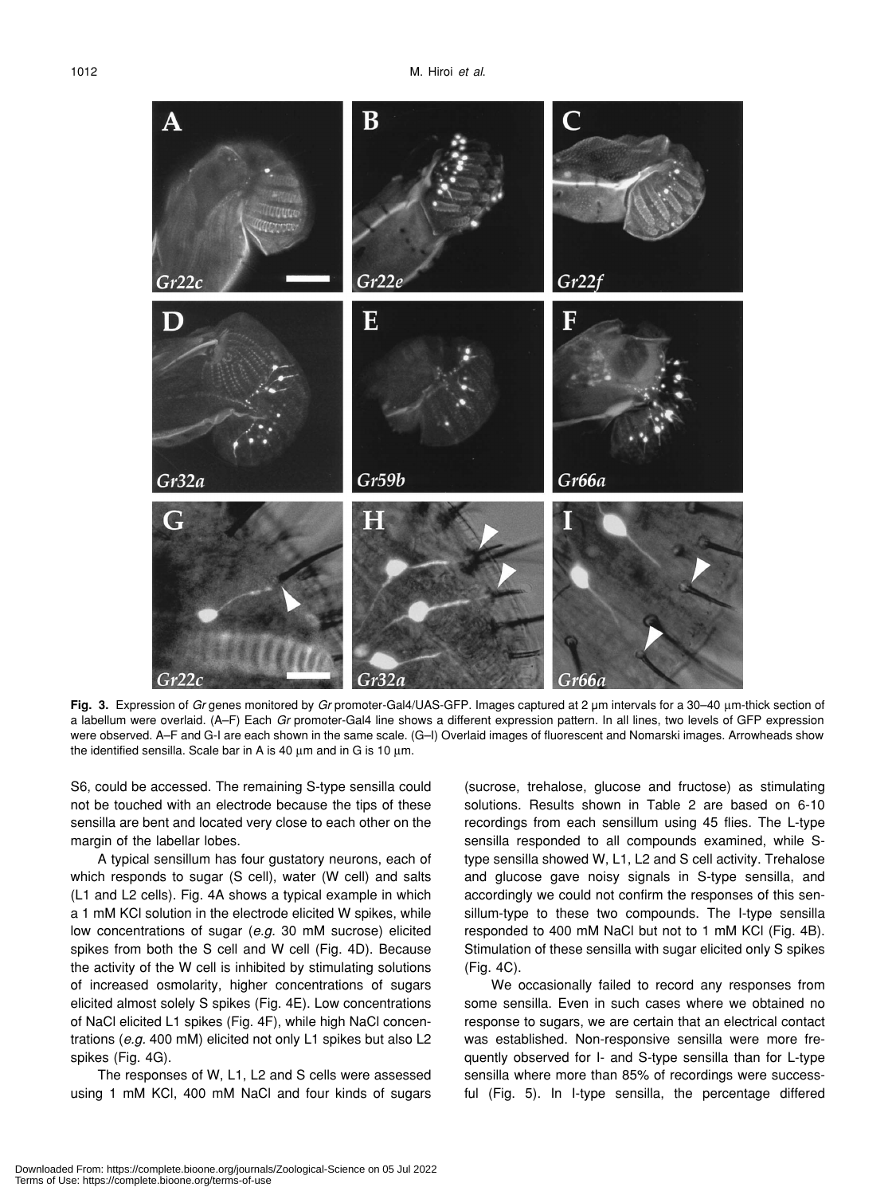**Fig. 3.** Expression of *Gr* genes monitored by *Gr* promoter-Gal4/UAS-GFP. Images captured at 2 µm intervals for a 30–40 µm-thick section of a labellum were overlaid. (A–F) Each *Gr* promoter-Gal4 line shows a different expression pattern. In all lines, two levels of GFP expression were observed. A–F and G-I are each shown in the same scale. (G–I) Overlaid images of fluorescent and Nomarski images. Arrowheads show the identified sensilla. Scale bar in A is 40 µm and in G is 10 µm.

S6, could be accessed. The remaining S-type sensilla could not be touched with an electrode because the tips of these sensilla are bent and located very close to each other on the margin of the labellar lobes.

A typical sensillum has four gustatory neurons, each of which responds to sugar (S cell), water (W cell) and salts (L1 and L2 cells). Fig. 4A shows a typical example in which a 1 mM KCl solution in the electrode elicited W spikes, while low concentrations of sugar (*e.g.* 30 mM sucrose) elicited spikes from both the S cell and W cell (Fig. 4D). Because the activity of the W cell is inhibited by stimulating solutions of increased osmolarity, higher concentrations of sugars elicited almost solely S spikes (Fig. 4E). Low concentrations of NaCl elicited L1 spikes (Fig. 4F), while high NaCl concentrations (*e.g.* 400 mM) elicited not only L1 spikes but also L2 spikes (Fig. 4G).

The responses of W, L1, L2 and S cells were assessed using 1 mM KCl, 400 mM NaCl and four kinds of sugars (sucrose, trehalose, glucose and fructose) as stimulating solutions. Results shown in Table 2 are based on 6-10 recordings from each sensillum using 45 flies. The L-type sensilla responded to all compounds examined, while S-type sensilla showed W, L1, L2 and S cell activity. Trehalose and glucose gave noisy signals in S-type sensilla, and accordingly we could not confirm the responses of this sensillum-type to these two compounds. The I-type sensilla responded to 400 mM NaCl but not to 1 mM KCl (Fig. 4B). Stimulation of these sensilla with sugar elicited only S spikes (Fig. 4C).

We occasionally failed to record any responses from some sensilla. Even in such cases where we obtained no response to sugars, we are certain that an electrical contact was established. Non-responsive sensilla were more frequently observed for I- and S-type sensilla than for L-type sensilla where more than 85% of recordings were successful (Fig. 5). In I-type sensilla, the percentage differed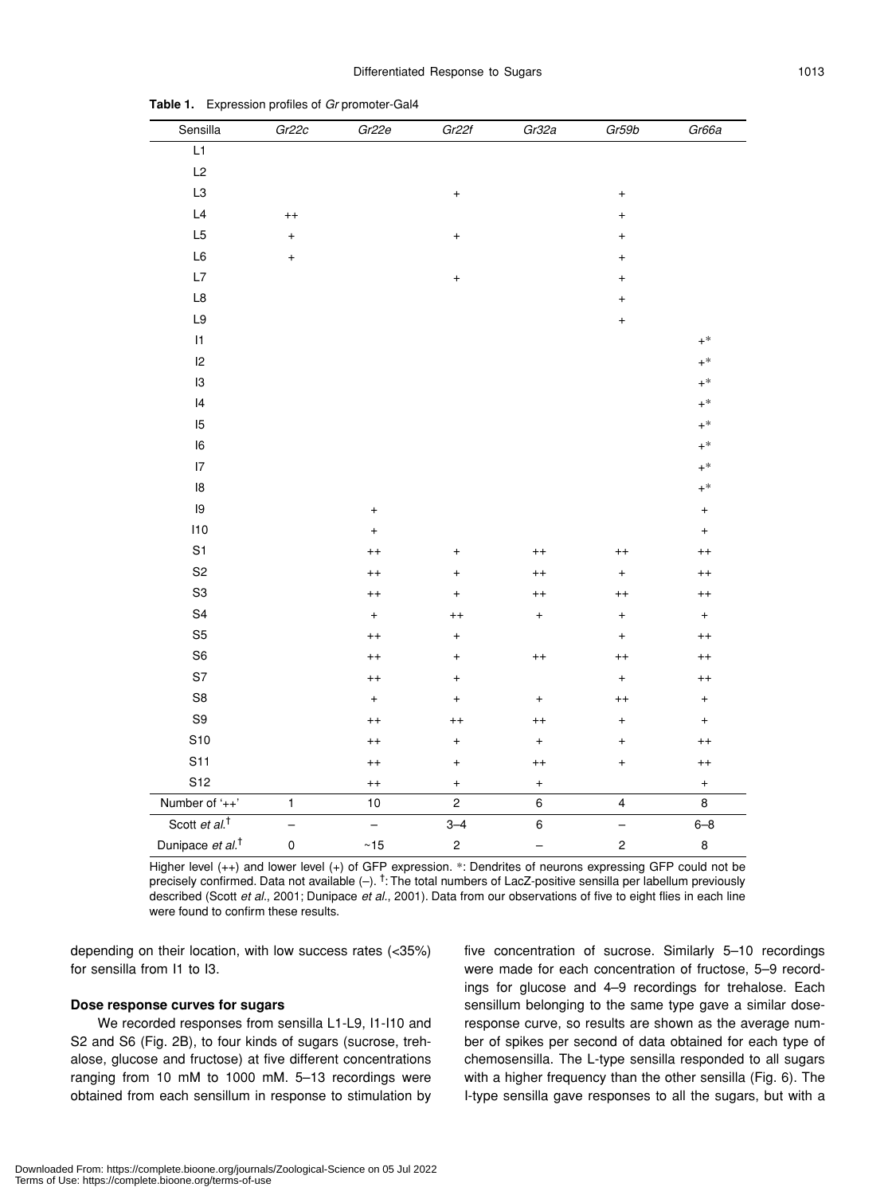**Table 1.** Expression profiles of *Gr* promoter-Gal4

| Sensilla | *Gr22c* | *Gr22e* | *Gr22f* | *Gr32a* | *Gr59b* | *Gr66a* |
|---|---|---|---|---|---|---|
| L1 | | | | | | |
| L2 | | | | | | |
| L3 | | | + | | + | |
| L4 | ++ | | | | + | |
| L5 | + | | + | | + | |
| L6 | + | | | | + | |
| L7 | | | + | | + | |
| L8 | | | | | + | |
| L9 | | | | | + | |
| I1 | | | | | | +* |
| I2 | | | | | | +* |
| I3 | | | | | | +* |
| I4 | | | | | | +* |
| I5 | | | | | | +* |
| I6 | | | | | | +* |
| I7 | | | | | | +* |
| I8 | | | | | | +* |
| I9 | | + | | | | + |
| I10 | | + | | | | + |
| S1 | | ++ | + | ++ | ++ | ++ |
| S2 | | ++ | + | ++ | + | ++ |
| S3 | | ++ | + | ++ | ++ | ++ |
| S4 | | + | ++ | + | + | + |
| S5 | | ++ | + | | + | ++ |
| S6 | | ++ | + | ++ | ++ | ++ |
| S7 | | ++ | + | | + | ++ |
| S8 | | + | + | + | ++ | + |
| S9 | | ++ | ++ | ++ | + | + |
| S10 | | ++ | + | + | + | ++ |
| S11 | | ++ | + | ++ | + | ++ |
| S12 | | ++ | + | + | | + |
| Number of '++' | 1 | 10 | 2 | 6 | 4 | 8 |
| Scott *et al.*† | – | – | 3–4 | 6 | – | 6–8 |
| Dunipace *et al.*† | 0 | ~15 | 2 | – | 2 | 8 |

Higher level (++) and lower level (+) of GFP expression. *: Dendrites of neurons expressing GFP could not be precisely confirmed. Data not available (–). †: The total numbers of LacZ-positive sensilla per labellum previously described (Scott *et al.*, 2001; Dunipace *et al.*, 2001). Data from our observations of five to eight flies in each line were found to confirm these results.

depending on their location, with low success rates (<35%) for sensilla from I1 to I3.

### Dose response curves for sugars

We recorded responses from sensilla L1-L9, I1-I10 and S2 and S6 (Fig. 2B), to four kinds of sugars (sucrose, trehalose, glucose and fructose) at five different concentrations ranging from 10 mM to 1000 mM. 5–13 recordings were obtained from each sensillum in response to stimulation by five concentration of sucrose. Similarly 5–10 recordings were made for each concentration of fructose, 5–9 recordings for glucose and 4–9 recordings for trehalose. Each sensillum belonging to the same type gave a similar dose-response curve, so results are shown as the average number of spikes per second of data obtained for each type of chemosensilla. The L-type sensilla responded to all sugars with a higher frequency than the other sensilla (Fig. 6). The I-type sensilla gave responses to all the sugars, but with a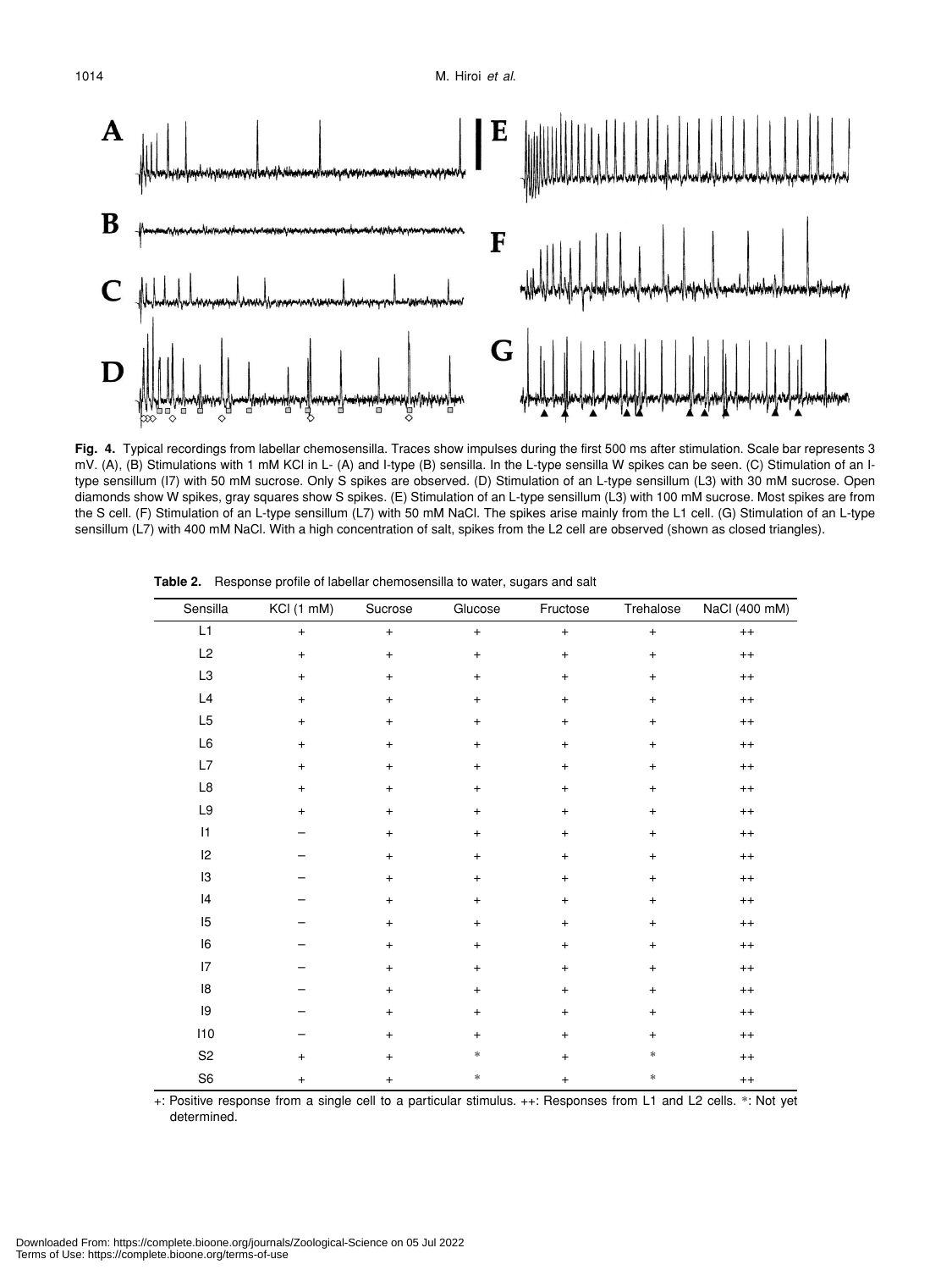**Fig. 4.** Typical recordings from labellar chemosensilla. Traces show impulses during the first 500 ms after stimulation. Scale bar represents 3 mV. (A), (B) Stimulations with 1 mM KCl in L- (A) and I-type (B) sensilla. In the L-type sensilla W spikes can be seen. (C) Stimulation of an I-type sensillum (I7) with 50 mM sucrose. Only S spikes are observed. (D) Stimulation of an L-type sensillum (L3) with 30 mM sucrose. Open diamonds show W spikes, gray squares show S spikes. (E) Stimulation of an L-type sensillum (L3) with 100 mM sucrose. Most spikes are from the S cell. (F) Stimulation of an L-type sensillum (L7) with 50 mM NaCl. The spikes arise mainly from the L1 cell. (G) Stimulation of an L-type sensillum (L7) with 400 mM NaCl. With a high concentration of salt, spikes from the L2 cell are observed (shown as closed triangles).

**Table 2.** Response profile of labellar chemosensilla to water, sugars and salt

| Sensilla | KCl (1 mM) | Sucrose | Glucose | Fructose | Trehalose | NaCl (400 mM) |
|---|---|---|---|---|---|---|
| L1 | + | + | + | + | + | ++ |
| L2 | + | + | + | + | + | ++ |
| L3 | + | + | + | + | + | ++ |
| L4 | + | + | + | + | + | ++ |
| L5 | + | + | + | + | + | ++ |
| L6 | + | + | + | + | + | ++ |
| L7 | + | + | + | + | + | ++ |
| L8 | + | + | + | + | + | ++ |
| L9 | + | + | + | + | + | ++ |
| I1 | – | + | + | + | + | ++ |
| I2 | – | + | + | + | + | ++ |
| I3 | – | + | + | + | + | ++ |
| I4 | – | + | + | + | + | ++ |
| I5 | – | + | + | + | + | ++ |
| I6 | – | + | + | + | + | ++ |
| I7 | – | + | + | + | + | ++ |
| I8 | – | + | + | + | + | ++ |
| I9 | – | + | + | + | + | ++ |
| I10 | – | + | + | + | + | ++ |
| S2 | + | + | * | + | * | ++ |
| S6 | + | + | * | + | * | ++ |

+: Positive response from a single cell to a particular stimulus. ++: Responses from L1 and L2 cells. *: Not yet determined.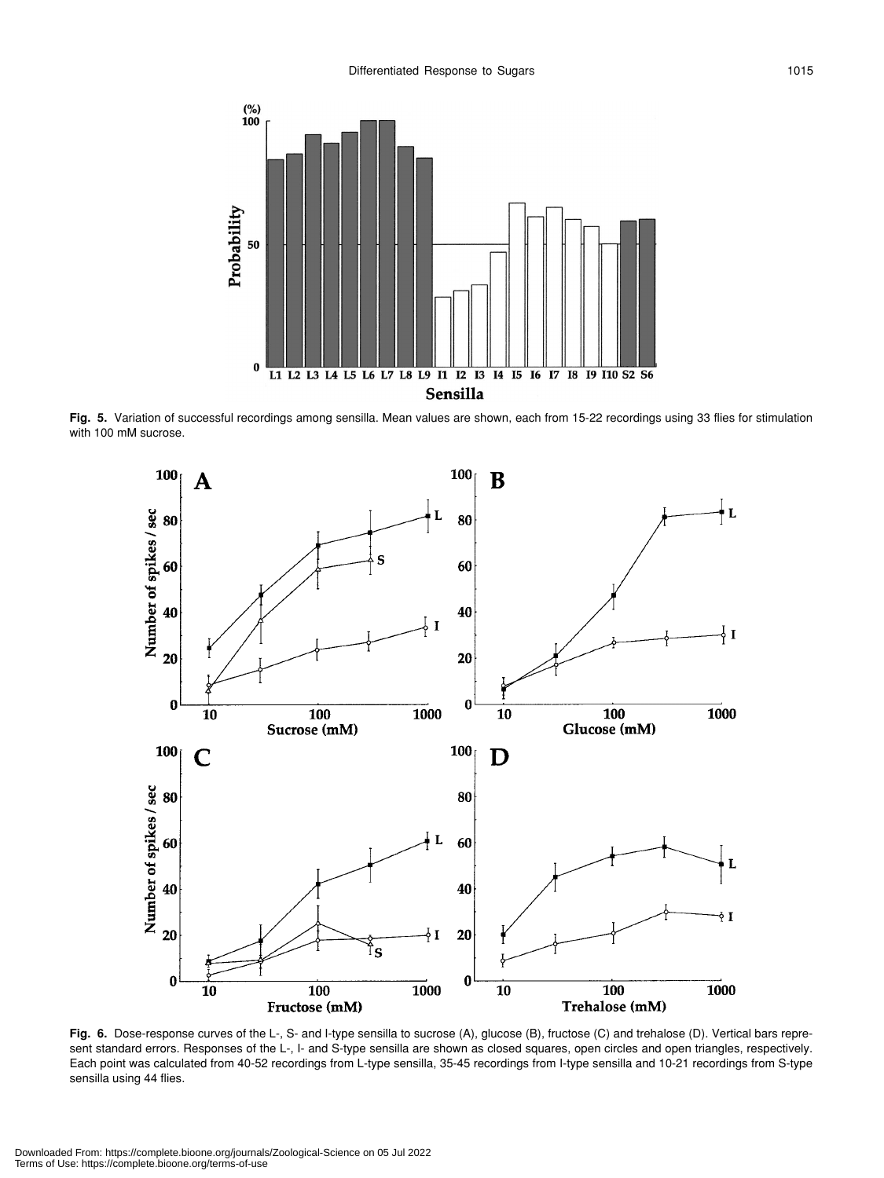**Fig. 5.** Variation of successful recordings among sensilla. Mean values are shown, each from 15-22 recordings using 33 flies for stimulation with 100 mM sucrose.

**Fig. 6.** Dose-response curves of the L-, S- and I-type sensilla to sucrose (A), glucose (B), fructose (C) and trehalose (D). Vertical bars represent standard errors. Responses of the L-, I- and S-type sensilla are shown as closed squares, open circles and open triangles, respectively. Each point was calculated from 40-52 recordings from L-type sensilla, 35-45 recordings from I-type sensilla and 10-21 recordings from S-type sensilla using 44 flies.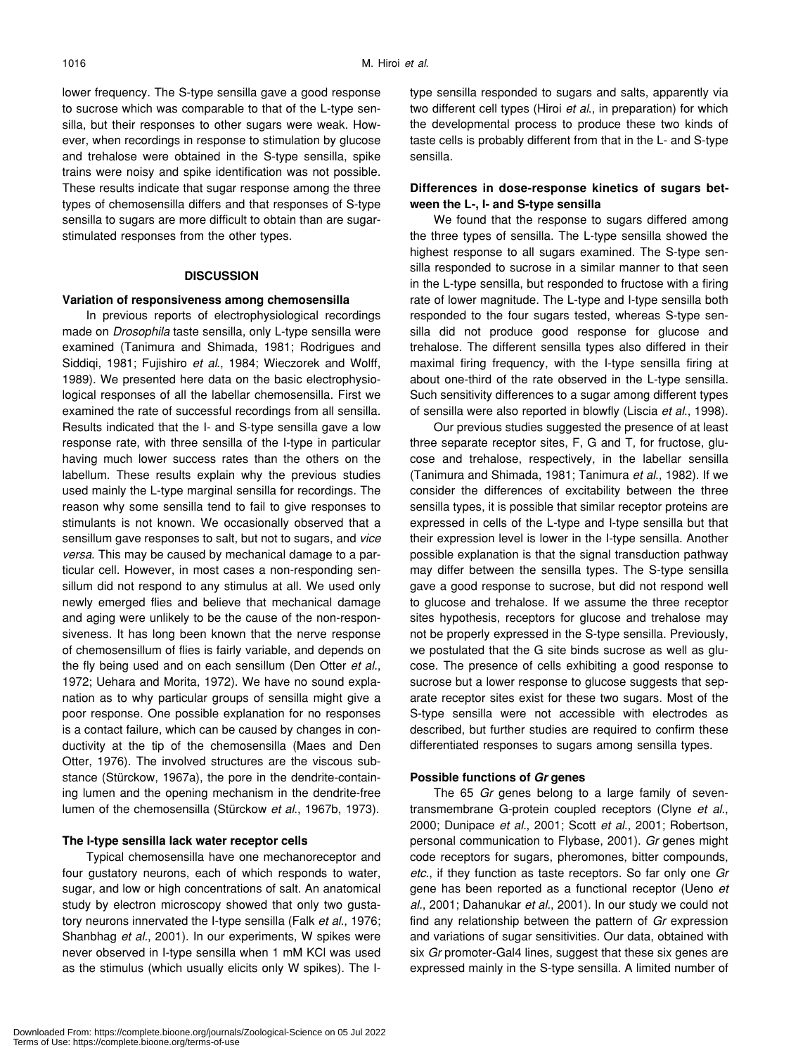lower frequency. The S-type sensilla gave a good response to sucrose which was comparable to that of the L-type sensilla, but their responses to other sugars were weak. However, when recordings in response to stimulation by glucose and trehalose were obtained in the S-type sensilla, spike trains were noisy and spike identification was not possible. These results indicate that sugar response among the three types of chemosensilla differs and that responses of S-type sensilla to sugars are more difficult to obtain than are sugar-stimulated responses from the other types.

## DISCUSSION

### Variation of responsiveness among chemosensilla

In previous reports of electrophysiological recordings made on *Drosophila* taste sensilla, only L-type sensilla were examined (Tanimura and Shimada, 1981; Rodrigues and Siddiqi, 1981; Fujishiro *et al*., 1984; Wieczorek and Wolff, 1989). We presented here data on the basic electrophysiological responses of all the labellar chemosensilla. First we examined the rate of successful recordings from all sensilla. Results indicated that the I- and S-type sensilla gave a low response rate, with three sensilla of the I-type in particular having much lower success rates than the others on the labellum. These results explain why the previous studies used mainly the L-type marginal sensilla for recordings. The reason why some sensilla tend to fail to give responses to stimulants is not known. We occasionally observed that a sensillum gave responses to salt, but not to sugars, and *vice versa*. This may be caused by mechanical damage to a particular cell. However, in most cases a non-responding sensillum did not respond to any stimulus at all. We used only newly emerged flies and believe that mechanical damage and aging were unlikely to be the cause of the non-responsiveness. It has long been known that the nerve response of chemosensillum of flies is fairly variable, and depends on the fly being used and on each sensillum (Den Otter *et al*., 1972; Uehara and Morita, 1972). We have no sound explanation as to why particular groups of sensilla might give a poor response. One possible explanation for no responses is a contact failure, which can be caused by changes in conductivity at the tip of the chemosensilla (Maes and Den Otter, 1976). The involved structures are the viscous substance (Stürckow, 1967a), the pore in the dendrite-containing lumen and the opening mechanism in the dendrite-free lumen of the chemosensilla (Stürckow *et al*., 1967b, 1973).

### The I-type sensilla lack water receptor cells

Typical chemosensilla have one mechanoreceptor and four gustatory neurons, each of which responds to water, sugar, and low or high concentrations of salt. An anatomical study by electron microscopy showed that only two gustatory neurons innervated the I-type sensilla (Falk *et al*., 1976; Shanbhag *et al*., 2001). In our experiments, W spikes were never observed in I-type sensilla when 1 mM KCl was used as the stimulus (which usually elicits only W spikes). The I-type sensilla responded to sugars and salts, apparently via two different cell types (Hiroi *et al*., in preparation) for which the developmental process to produce these two kinds of taste cells is probably different from that in the L- and S-type sensilla.

### Differences in dose-response kinetics of sugars between the L-, I- and S-type sensilla

We found that the response to sugars differed among the three types of sensilla. The L-type sensilla showed the highest response to all sugars examined. The S-type sensilla responded to sucrose in a similar manner to that seen in the L-type sensilla, but responded to fructose with a firing rate of lower magnitude. The L-type and I-type sensilla both responded to the four sugars tested, whereas S-type sensilla did not produce good response for glucose and trehalose. The different sensilla types also differed in their maximal firing frequency, with the I-type sensilla firing at about one-third of the rate observed in the L-type sensilla. Such sensitivity differences to a sugar among different types of sensilla were also reported in blowfly (Liscia *et al*., 1998).

Our previous studies suggested the presence of at least three separate receptor sites, F, G and T, for fructose, glucose and trehalose, respectively, in the labellar sensilla (Tanimura and Shimada, 1981; Tanimura *et al*., 1982). If we consider the differences of excitability between the three sensilla types, it is possible that similar receptor proteins are expressed in cells of the L-type and I-type sensilla but that their expression level is lower in the I-type sensilla. Another possible explanation is that the signal transduction pathway may differ between the sensilla types. The S-type sensilla gave a good response to sucrose, but did not respond well to glucose and trehalose. If we assume the three receptor sites hypothesis, receptors for glucose and trehalose may not be properly expressed in the S-type sensilla. Previously, we postulated that the G site binds sucrose as well as glucose. The presence of cells exhibiting a good response to sucrose but a lower response to glucose suggests that separate receptor sites exist for these two sugars. Most of the S-type sensilla were not accessible with electrodes as described, but further studies are required to confirm these differentiated responses to sugars among sensilla types.

### Possible functions of *Gr* genes

The 65 *Gr* genes belong to a large family of seven-transmembrane G-protein coupled receptors (Clyne *et al.*, 2000; Dunipace *et al*., 2001; Scott *et al*., 2001; Robertson, personal communication to Flybase, 2001). *Gr* genes might code receptors for sugars, pheromones, bitter compounds, *etc*., if they function as taste receptors. So far only one *Gr* gene has been reported as a functional receptor (Ueno *et al*., 2001; Dahanukar *et al*., 2001). In our study we could not find any relationship between the pattern of *Gr* expression and variations of sugar sensitivities. Our data, obtained with six *Gr* promoter-Gal4 lines, suggest that these six genes are expressed mainly in the S-type sensilla. A limited number of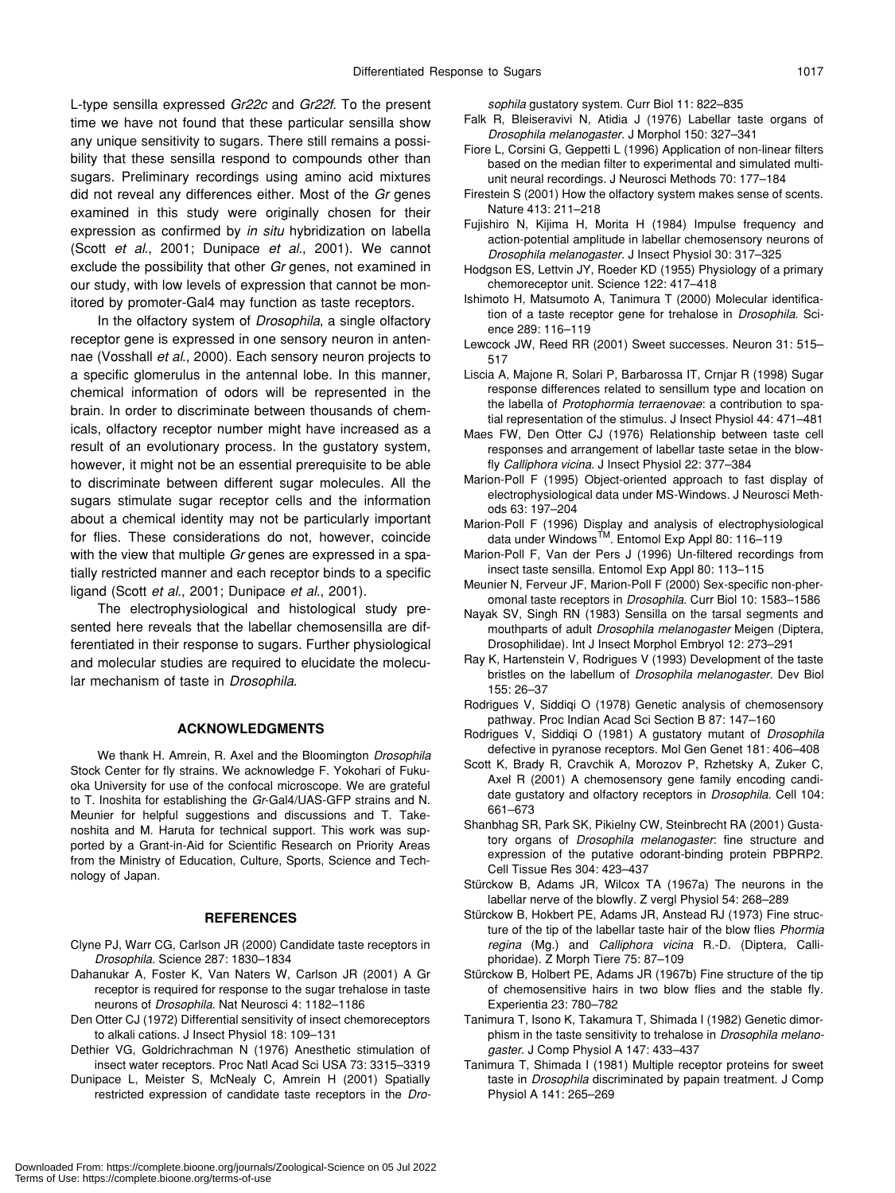L-type sensilla expressed *Gr22c* and *Gr22f*. To the present time we have not found that these particular sensilla show any unique sensitivity to sugars. There still remains a possibility that these sensilla respond to compounds other than sugars. Preliminary recordings using amino acid mixtures did not reveal any differences either. Most of the *Gr* genes examined in this study were originally chosen for their expression as confirmed by *in situ* hybridization on labella (Scott *et al*., 2001; Dunipace *et al*., 2001). We cannot exclude the possibility that other *Gr* genes, not examined in our study, with low levels of expression that cannot be monitored by promoter-Gal4 may function as taste receptors.

In the olfactory system of *Drosophila*, a single olfactory receptor gene is expressed in one sensory neuron in antennae (Vosshall *et al*., 2000). Each sensory neuron projects to a specific glomerulus in the antennal lobe. In this manner, chemical information of odors will be represented in the brain. In order to discriminate between thousands of chemicals, olfactory receptor number might have increased as a result of an evolutionary process. In the gustatory system, however, it might not be an essential prerequisite to be able to discriminate between different sugar molecules. All the sugars stimulate sugar receptor cells and the information about a chemical identity may not be particularly important for flies. These considerations do not, however, coincide with the view that multiple *Gr* genes are expressed in a spatially restricted manner and each receptor binds to a specific ligand (Scott *et al*., 2001; Dunipace *et al*., 2001).

The electrophysiological and histological study presented here reveals that the labellar chemosensilla are differentiated in their response to sugars. Further physiological and molecular studies are required to elucidate the molecular mechanism of taste in *Drosophila*.

## ACKNOWLEDGMENTS

We thank H. Amrein, R. Axel and the Bloomington *Drosophila* Stock Center for fly strains. We acknowledge F. Yokohari of Fukuoka University for use of the confocal microscope. We are grateful to T. Inoshita for establishing the *Gr*-Gal4/UAS-GFP strains and N. Meunier for helpful suggestions and discussions and T. Takenoshita and M. Haruta for technical support. This work was supported by a Grant-in-Aid for Scientific Research on Priority Areas from the Ministry of Education, Culture, Sports, Science and Technology of Japan.

## REFERENCES

Clyne PJ, Warr CG, Carlson JR (2000) Candidate taste receptors in *Drosophila*. Science 287: 1830–1834

Dahanukar A, Foster K, Van Naters W, Carlson JR (2001) A Gr receptor is required for response to the sugar trehalose in taste neurons of *Drosophila*. Nat Neurosci 4: 1182–1186

Den Otter CJ (1972) Differential sensitivity of insect chemoreceptors to alkali cations. J Insect Physiol 18: 109–131

Dethier VG, Goldrichrachman N (1976) Anesthetic stimulation of insect water receptors. Proc Natl Acad Sci USA 73: 3315–3319

Dunipace L, Meister S, McNealy C, Amrein H (2001) Spatially restricted expression of candidate taste receptors in the *Drosophila* gustatory system. Curr Biol 11: 822–835

Falk R, Bleiseravivi N, Atidia J (1976) Labellar taste organs of *Drosophila melanogaster*. J Morphol 150: 327–341

Fiore L, Corsini G, Geppetti L (1996) Application of non-linear filters based on the median filter to experimental and simulated multiunit neural recordings. J Neurosci Methods 70: 177–184

Firestein S (2001) How the olfactory system makes sense of scents. Nature 413: 211–218

Fujishiro N, Kijima H, Morita H (1984) Impulse frequency and action-potential amplitude in labellar chemosensory neurons of *Drosophila melanogaster*. J Insect Physiol 30: 317–325

Hodgson ES, Lettvin JY, Roeder KD (1955) Physiology of a primary chemoreceptor unit. Science 122: 417–418

Ishimoto H, Matsumoto A, Tanimura T (2000) Molecular identification of a taste receptor gene for trehalose in *Drosophila*. Science 289: 116–119

Lewcock JW, Reed RR (2001) Sweet successes. Neuron 31: 515–517

Liscia A, Majone R, Solari P, Barbarossa IT, Crnjar R (1998) Sugar response differences related to sensillum type and location on the labella of *Protophormia terraenovae*: a contribution to spatial representation of the stimulus. J Insect Physiol 44: 471–481

Maes FW, Den Otter CJ (1976) Relationship between taste cell responses and arrangement of labellar taste setae in the blowfly *Calliphora vicina*. J Insect Physiol 22: 377–384

Marion-Poll F (1995) Object-oriented approach to fast display of electrophysiological data under MS-Windows. J Neurosci Methods 63: 197–204

Marion-Poll F (1996) Display and analysis of electrophysiological data under Windows™. Entomol Exp Appl 80: 116–119

Marion-Poll F, Van der Pers J (1996) Un-filtered recordings from insect taste sensilla. Entomol Exp Appl 80: 113–115

Meunier N, Ferveur JF, Marion-Poll F (2000) Sex-specific non-pheromonal taste receptors in *Drosophila*. Curr Biol 10: 1583–1586

Nayak SV, Singh RN (1983) Sensilla on the tarsal segments and mouthparts of adult *Drosophila melanogaster* Meigen (Diptera, Drosophilidae). Int J Insect Morphol Embryol 12: 273–291

Ray K, Hartenstein V, Rodrigues V (1993) Development of the taste bristles on the labellum of *Drosophila melanogaster*. Dev Biol 155: 26–37

Rodrigues V, Siddiqi O (1978) Genetic analysis of chemosensory pathway. Proc Indian Acad Sci Section B 87: 147–160

Rodrigues V, Siddiqi O (1981) A gustatory mutant of *Drosophila* defective in pyranose receptors. Mol Gen Genet 181: 406–408

Scott K, Brady R, Cravchik A, Morozov P, Rzhetsky A, Zuker C, Axel R (2001) A chemosensory gene family encoding candidate gustatory and olfactory receptors in *Drosophila*. Cell 104: 661–673

Shanbhag SR, Park SK, Pikielny CW, Steinbrecht RA (2001) Gustatory organs of *Drosophila melanogaster*: fine structure and expression of the putative odorant-binding protein PBPRP2. Cell Tissue Res 304: 423–437

Stürckow B, Adams JR, Wilcox TA (1967a) The neurons in the labellar nerve of the blowfly. Z vergl Physiol 54: 268–289

Stürckow B, Hokbert PE, Adams JR, Anstead RJ (1973) Fine structure of the tip of the labellar taste hair of the blow flies *Phormia regina* (Mg.) and *Calliphora vicina* R.-D. (Diptera, Calliphoridae). Z Morph Tiere 75: 87–109

Stürckow B, Holbert PE, Adams JR (1967b) Fine structure of the tip of chemosensitive hairs in two blow flies and the stable fly. Experientia 23: 780–782

Tanimura T, Isono K, Takamura T, Shimada I (1982) Genetic dimorphism in the taste sensitivity to trehalose in *Drosophila melanogaster*. J Comp Physiol A 147: 433–437

Tanimura T, Shimada I (1981) Multiple receptor proteins for sweet taste in *Drosophila* discriminated by papain treatment. J Comp Physiol A 141: 265–269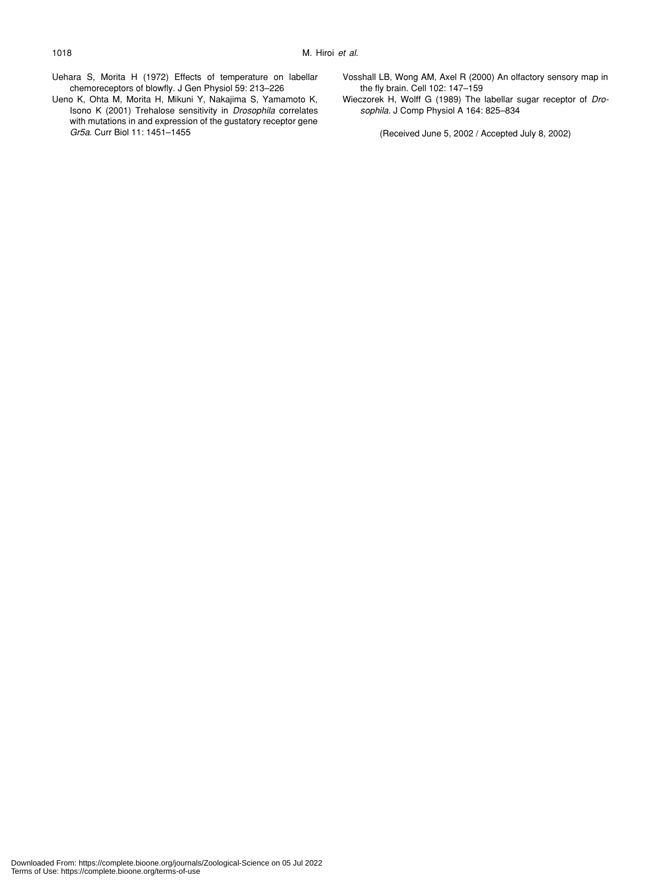Uehara S, Morita H (1972) Effects of temperature on labellar chemoreceptors of blowfly. J Gen Physiol 59: 213–226

Ueno K, Ohta M, Morita H, Mikuni Y, Nakajima S, Yamamoto K, Isono K (2001) Trehalose sensitivity in *Drosophila* correlates with mutations in and expression of the gustatory receptor gene *Gr5a*. Curr Biol 11: 1451–1455

Vosshall LB, Wong AM, Axel R (2000) An olfactory sensory map in the fly brain. Cell 102: 147–159

Wieczorek H, Wolff G (1989) The labellar sugar receptor of *Drosophila*. J Comp Physiol A 164: 825–834

(Received June 5, 2002 / Accepted July 8, 2002)